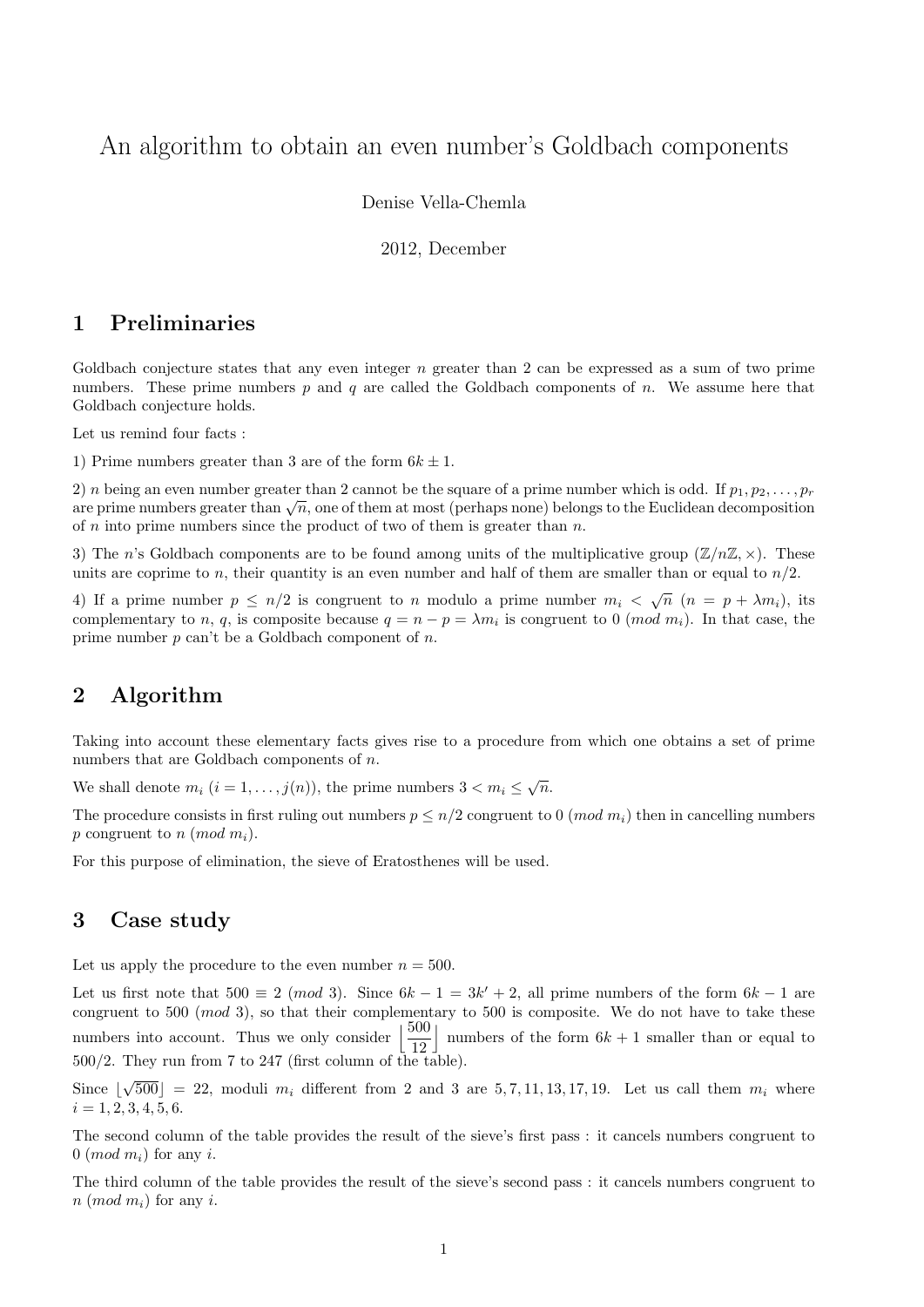# An algorithm to obtain an even number's Goldbach components

Denise Vella-Chemla

2012, December

## 1 Preliminaries

Goldbach conjecture states that any even integer $n$ greater than 2 can be expressed as a sum of two prime numbers. These prime numbers $p$ and $q$ are called the Goldbach components of $n$. We assume here that Goldbach conjecture holds.

Let us remind four facts :

1) Prime numbers greater than 3 are of the form $6k \pm 1$.

2) $n$ being an even number greater than 2 cannot be the square of a prime number which is odd. If $p_1, p_2, \ldots, p_r$ are prime numbers greater than $\sqrt{n}$, one of them at most (perhaps none) belongs to the Euclidean decomposition of $n$ into prime numbers since the product of two of them is greater than $n$.

3) The $n$'s Goldbach components are to be found among units of the multiplicative group $(\mathbb{Z}/n\mathbb{Z}, \times)$. These units are coprime to $n$, their quantity is an even number and half of them are smaller than or equal to $n/2$.

4) If a prime number $p \leq n/2$ is congruent to $n$ modulo a prime number $m_i < \sqrt{n}$ $(n = p + \lambda m_i)$, its complementary to $n$, $q$, is composite because $q = n - p = \lambda m_i$ is congruent to $0 \ (mod\ m_i)$. In that case, the prime number $p$ can't be a Goldbach component of $n$.

## 2 Algorithm

Taking into account these elementary facts gives rise to a procedure from which one obtains a set of prime numbers that are Goldbach components of $n$.

We shall denote $m_i$ $(i = 1, \ldots, j(n))$, the prime numbers $3 < m_i \leq \sqrt{n}$.

The procedure consists in first ruling out numbers $p \leq n/2$ congruent to $0 \ (mod\ m_i)$ then in cancelling numbers $p$ congruent to $n \ (mod\ m_i)$.

For this purpose of elimination, the sieve of Eratosthenes will be used.

## 3 Case study

Let us apply the procedure to the even number $n = 500$.

Let us first note that $500 \equiv 2 \ (mod\ 3)$. Since $6k - 1 = 3k' + 2$, all prime numbers of the form $6k - 1$ are congruent to $500 \ (mod\ 3)$, so that their complementary to 500 is composite. We do not have to take these numbers into account. Thus we only consider $\left\lfloor \frac{500}{12} \right\rfloor$ numbers of the form $6k + 1$ smaller than or equal to $500/2$. They run from 7 to 247 (first column of the table).

Since $\lfloor \sqrt{500} \rfloor = 22$, moduli $m_i$ different from 2 and 3 are $5, 7, 11, 13, 17, 19$. Let us call them $m_i$ where $i = 1, 2, 3, 4, 5, 6$.

The second column of the table provides the result of the sieve's first pass : it cancels numbers congruent to $0 \ (mod\ m_i)$ for any $i$.

The third column of the table provides the result of the sieve's second pass : it cancels numbers congruent to $n \ (mod\ m_i)$ for any $i$.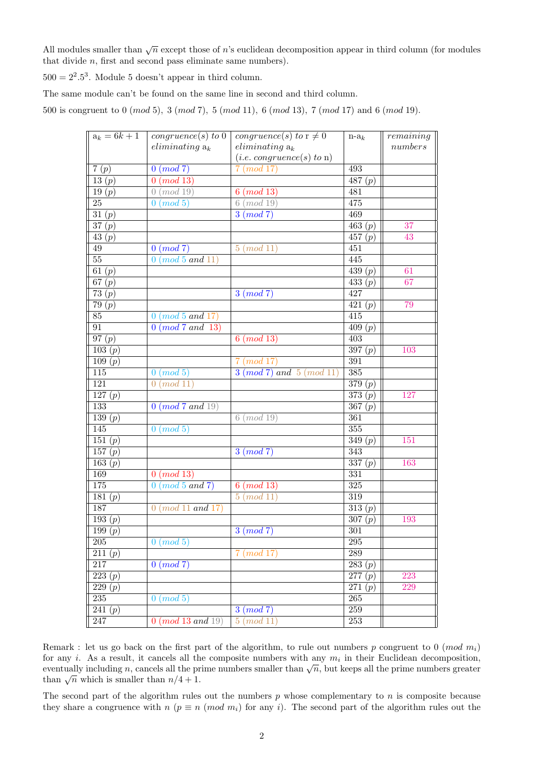All modules smaller than $\sqrt{n}$ except those of $n$'s euclidean decomposition appear in third column (for modules that divide $n$, first and second pass eliminate same numbers).

$500 = 2^2.5^3$. Module 5 doesn't appear in third column.

The same module can't be found on the same line in second and third column.

500 is congruent to 0 $(mod\ 5)$, 3 $(mod\ 7)$, 5 $(mod\ 11)$, 6 $(mod\ 13)$, 7 $(mod\ 17)$ and 6 $(mod\ 19)$.

| $a_k = 6k+1$ | *congruence(s) to 0 eliminating* $a_k$ | *congruence(s) to* $r \neq 0$ *eliminating* $a_k$ (*i.e. congruence(s) to* n) | n-$a_k$ | *remaining numbers* |
|---|---|---|---|---|
| 7 $(p)$ | 0 $(mod\ 7)$ | 7 $(mod\ 17)$ | 493 | |
| 13 $(p)$ | 0 $(mod\ 13)$ | | 487 $(p)$ | |
| 19 $(p)$ | 0 $(mod\ 19)$ | 6 $(mod\ 13)$ | 481 | |
| 25 | 0 $(mod\ 5)$ | 6 $(mod\ 19)$ | 475 | |
| 31 $(p)$ | | 3 $(mod\ 7)$ | 469 | |
| 37 $(p)$ | | | 463 $(p)$ | 37 |
| 43 $(p)$ | | | 457 $(p)$ | 43 |
| 49 | 0 $(mod\ 7)$ | 5 $(mod\ 11)$ | 451 | |
| 55 | 0 $(mod\ 5$ *and* $11)$ | | 445 | |
| 61 $(p)$ | | | 439 $(p)$ | 61 |
| 67 $(p)$ | | | 433 $(p)$ | 67 |
| 73 $(p)$ | | 3 $(mod\ 7)$ | 427 | |
| 79 $(p)$ | | | 421 $(p)$ | 79 |
| 85 | 0 $(mod\ 5$ *and* $17)$ | | 415 | |
| 91 | 0 $(mod\ 7$ *and* $13)$ | | 409 $(p)$ | |
| 97 $(p)$ | | 6 $(mod\ 13)$ | 403 | |
| 103 $(p)$ | | | 397 $(p)$ | 103 |
| 109 $(p)$ | | 7 $(mod\ 17)$ | 391 | |
| 115 | 0 $(mod\ 5)$ | 3 $(mod\ 7)$ *and* 5 $(mod\ 11)$ | 385 | |
| 121 | 0 $(mod\ 11)$ | | 379 $(p)$ | |
| 127 $(p)$ | | | 373 $(p)$ | 127 |
| 133 | 0 $(mod\ 7$ *and* $19)$ | | 367 $(p)$ | |
| 139 $(p)$ | | 6 $(mod\ 19)$ | 361 | |
| 145 | 0 $(mod\ 5)$ | | 355 | |
| 151 $(p)$ | | | 349 $(p)$ | 151 |
| 157 $(p)$ | | 3 $(mod\ 7)$ | 343 | |
| 163 $(p)$ | | | 337 $(p)$ | 163 |
| 169 | 0 $(mod\ 13)$ | | 331 | |
| 175 | 0 $(mod\ 5$ *and* $7)$ | 6 $(mod\ 13)$ | 325 | |
| 181 $(p)$ | | 5 $(mod\ 11)$ | 319 | |
| 187 | 0 $(mod\ 11$ *and* $17)$ | | 313 $(p)$ | |
| 193 $(p)$ | | | 307 $(p)$ | 193 |
| 199 $(p)$ | | 3 $(mod\ 7)$ | 301 | |
| 205 | 0 $(mod\ 5)$ | | 295 | |
| 211 $(p)$ | | 7 $(mod\ 17)$ | 289 | |
| 217 | 0 $(mod\ 7)$ | | 283 $(p)$ | |
| 223 $(p)$ | | | 277 $(p)$ | 223 |
| 229 $(p)$ | | | 271 $(p)$ | 229 |
| 235 | 0 $(mod\ 5)$ | | 265 | |
| 241 $(p)$ | | 3 $(mod\ 7)$ | 259 | |
| 247 | 0 $(mod\ 13$ *and* $19)$ | 5 $(mod\ 11)$ | 253 | |

Remark : let us go back on the first part of the algorithm, to rule out numbers $p$ congruent to 0 $(mod\ m_i)$ for any $i$. As a result, it cancels all the composite numbers with any $m_i$ in their Euclidean decomposition, eventually including $n$, cancels all the prime numbers smaller than $\sqrt{n}$, but keeps all the prime numbers greater than $\sqrt{n}$ which is smaller than $n/4+1$.

The second part of the algorithm rules out the numbers $p$ whose complementary to $n$ is composite because they share a congruence with $n$ ($p \equiv n\ (mod\ m_i)$ for any $i$). The second part of the algorithm rules out the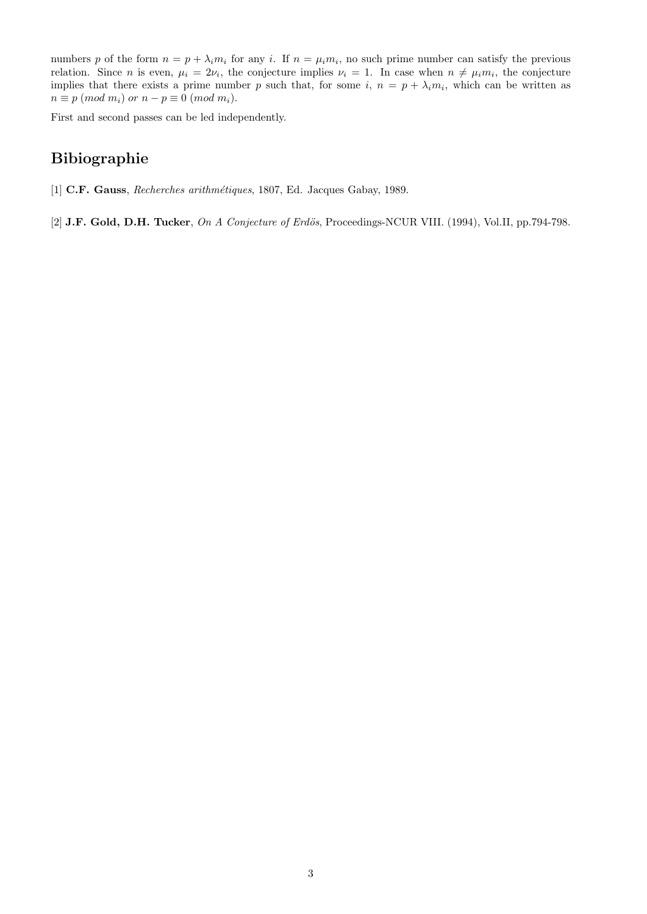numbers $p$ of the form $n = p + \lambda_i m_i$ for any $i$. If $n = \mu_i m_i$, no such prime number can satisfy the previous relation. Since $n$ is even, $\mu_i = 2\nu_i$, the conjecture implies $\nu_i = 1$. In case when $n \neq \mu_i m_i$, the conjecture implies that there exists a prime number $p$ such that, for some $i$, $n = p + \lambda_i m_i$, which can be written as $n \equiv p \ (mod\ m_i)\ or\ n - p \equiv 0 \ (mod\ m_i)$.

First and second passes can be led independently.

## Bibiographie

[1] **C.F. Gauss**, *Recherches arithmétiques*, 1807, Ed. Jacques Gabay, 1989.

[2] **J.F. Gold, D.H. Tucker**, *On A Conjecture of Erdös*, Proceedings-NCUR VIII. (1994), Vol.II, pp.794-798.